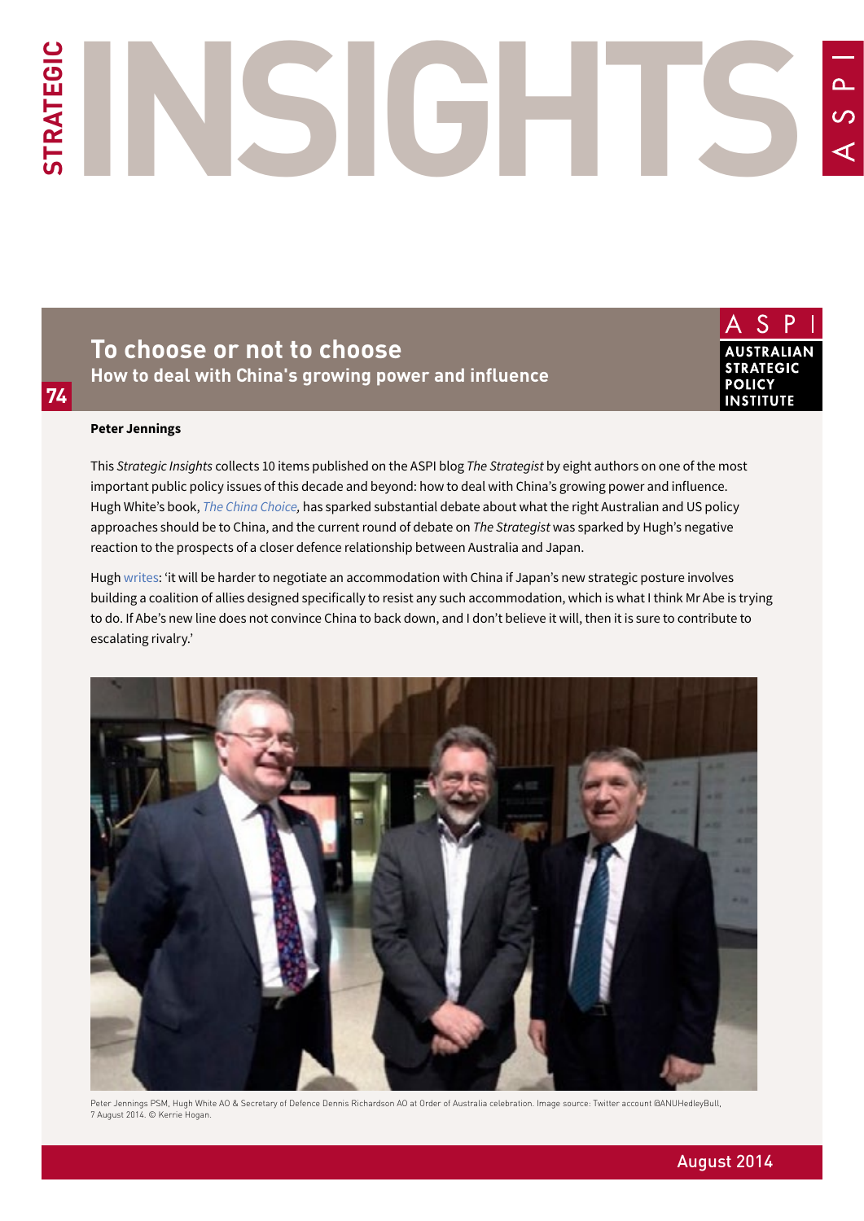# STRATEGIC INSIGHTS

74

## To choose or not to choose

### How to deal with China's growing power and influence

**Peter Jennings**

This *Strategic Insights* collects 10 items published on the ASPI blog *The Strategist* by eight authors on one of the most important public policy issues of this decade and beyond: how to deal with China's growing power and influence. Hugh White's book, *The China Choice,* has sparked substantial debate about what the right Australian and US policy approaches should be to China, and the current round of debate on *The Strategist* was sparked by Hugh's negative reaction to the prospects of a closer defence relationship between Australia and Japan.

Hugh writes: 'it will be harder to negotiate an accommodation with China if Japan's new strategic posture involves building a coalition of allies designed specifically to resist any such accommodation, which is what I think Mr Abe is trying to do. If Abe's new line does not convince China to back down, and I don't believe it will, then it is sure to contribute to escalating rivalry.'

Peter Jennings PSM, Hugh White AO & Secretary of Defence Dennis Richardson AO at Order of Australia celebration. Image source: Twitter account @ANUHedleyBull, 7 August 2014. © Kerrie Hogan.

August 2014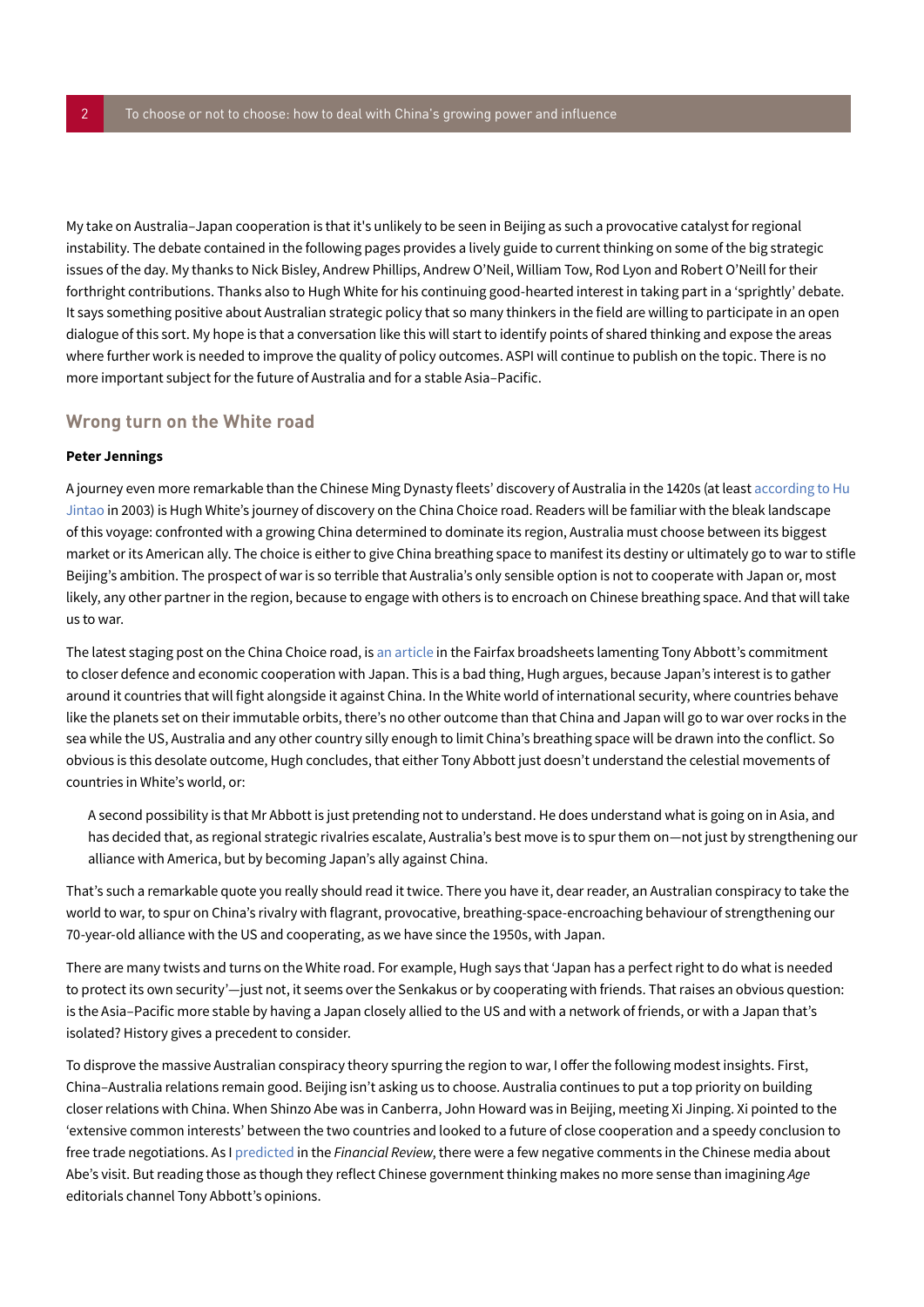My take on Australia–Japan cooperation is that it's unlikely to be seen in Beijing as such a provocative catalyst for regional instability. The debate contained in the following pages provides a lively guide to current thinking on some of the big strategic issues of the day. My thanks to Nick Bisley, Andrew Phillips, Andrew O'Neil, William Tow, Rod Lyon and Robert O'Neill for their forthright contributions. Thanks also to Hugh White for his continuing good-hearted interest in taking part in a 'sprightly' debate. It says something positive about Australian strategic policy that so many thinkers in the field are willing to participate in an open dialogue of this sort. My hope is that a conversation like this will start to identify points of shared thinking and expose the areas where further work is needed to improve the quality of policy outcomes. ASPI will continue to publish on the topic. There is no more important subject for the future of Australia and for a stable Asia–Pacific.

## Wrong turn on the White road

**Peter Jennings**

A journey even more remarkable than the Chinese Ming Dynasty fleets' discovery of Australia in the 1420s (at least according to Hu Jintao in 2003) is Hugh White's journey of discovery on the China Choice road. Readers will be familiar with the bleak landscape of this voyage: confronted with a growing China determined to dominate its region, Australia must choose between its biggest market or its American ally. The choice is either to give China breathing space to manifest its destiny or ultimately go to war to stifle Beijing's ambition. The prospect of war is so terrible that Australia's only sensible option is not to cooperate with Japan or, most likely, any other partner in the region, because to engage with others is to encroach on Chinese breathing space. And that will take us to war.

The latest staging post on the China Choice road, is an article in the Fairfax broadsheets lamenting Tony Abbott's commitment to closer defence and economic cooperation with Japan. This is a bad thing, Hugh argues, because Japan's interest is to gather around it countries that will fight alongside it against China. In the White world of international security, where countries behave like the planets set on their immutable orbits, there's no other outcome than that China and Japan will go to war over rocks in the sea while the US, Australia and any other country silly enough to limit China's breathing space will be drawn into the conflict. So obvious is this desolate outcome, Hugh concludes, that either Tony Abbott just doesn't understand the celestial movements of countries in White's world, or:

> A second possibility is that Mr Abbott is just pretending not to understand. He does understand what is going on in Asia, and has decided that, as regional strategic rivalries escalate, Australia's best move is to spur them on—not just by strengthening our alliance with America, but by becoming Japan's ally against China.

That's such a remarkable quote you really should read it twice. There you have it, dear reader, an Australian conspiracy to take the world to war, to spur on China's rivalry with flagrant, provocative, breathing-space-encroaching behaviour of strengthening our 70-year-old alliance with the US and cooperating, as we have since the 1950s, with Japan.

There are many twists and turns on the White road. For example, Hugh says that 'Japan has a perfect right to do what is needed to protect its own security'—just not, it seems over the Senkakus or by cooperating with friends. That raises an obvious question: is the Asia–Pacific more stable by having a Japan closely allied to the US and with a network of friends, or with a Japan that's isolated? History gives a precedent to consider.

To disprove the massive Australian conspiracy theory spurring the region to war, I offer the following modest insights. First, China–Australia relations remain good. Beijing isn't asking us to choose. Australia continues to put a top priority on building closer relations with China. When Shinzo Abe was in Canberra, John Howard was in Beijing, meeting Xi Jinping. Xi pointed to the 'extensive common interests' between the two countries and looked to a future of close cooperation and a speedy conclusion to free trade negotiations. As I predicted in the *Financial Review*, there were a few negative comments in the Chinese media about Abe's visit. But reading those as though they reflect Chinese government thinking makes no more sense than imagining *Age* editorials channel Tony Abbott's opinions.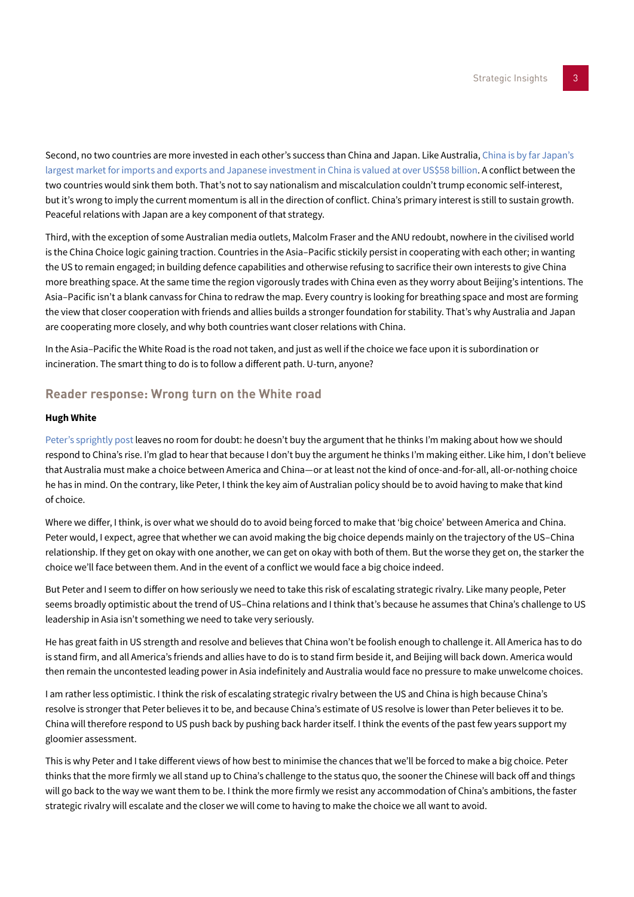Second, no two countries are more invested in each other's success than China and Japan. Like Australia, China is by far Japan's largest market for imports and exports and Japanese investment in China is valued at over US$58 billion. A conflict between the two countries would sink them both. That's not to say nationalism and miscalculation couldn't trump economic self-interest, but it's wrong to imply the current momentum is all in the direction of conflict. China's primary interest is still to sustain growth. Peaceful relations with Japan are a key component of that strategy.

Third, with the exception of some Australian media outlets, Malcolm Fraser and the ANU redoubt, nowhere in the civilised world is the China Choice logic gaining traction. Countries in the Asia–Pacific stickily persist in cooperating with each other; in wanting the US to remain engaged; in building defence capabilities and otherwise refusing to sacrifice their own interests to give China more breathing space. At the same time the region vigorously trades with China even as they worry about Beijing's intentions. The Asia–Pacific isn't a blank canvass for China to redraw the map. Every country is looking for breathing space and most are forming the view that closer cooperation with friends and allies builds a stronger foundation for stability. That's why Australia and Japan are cooperating more closely, and why both countries want closer relations with China.

In the Asia–Pacific the White Road is the road not taken, and just as well if the choice we face upon it is subordination or incineration. The smart thing to do is to follow a different path. U-turn, anyone?

## Reader response: Wrong turn on the White road

**Hugh White**

Peter's sprightly post leaves no room for doubt: he doesn't buy the argument that he thinks I'm making about how we should respond to China's rise. I'm glad to hear that because I don't buy the argument he thinks I'm making either. Like him, I don't believe that Australia must make a choice between America and China—or at least not the kind of once-and-for-all, all-or-nothing choice he has in mind. On the contrary, like Peter, I think the key aim of Australian policy should be to avoid having to make that kind of choice.

Where we differ, I think, is over what we should do to avoid being forced to make that 'big choice' between America and China. Peter would, I expect, agree that whether we can avoid making the big choice depends mainly on the trajectory of the US–China relationship. If they get on okay with one another, we can get on okay with both of them. But the worse they get on, the starker the choice we'll face between them. And in the event of a conflict we would face a big choice indeed.

But Peter and I seem to differ on how seriously we need to take this risk of escalating strategic rivalry. Like many people, Peter seems broadly optimistic about the trend of US–China relations and I think that's because he assumes that China's challenge to US leadership in Asia isn't something we need to take very seriously.

He has great faith in US strength and resolve and believes that China won't be foolish enough to challenge it. All America has to do is stand firm, and all America's friends and allies have to do is to stand firm beside it, and Beijing will back down. America would then remain the uncontested leading power in Asia indefinitely and Australia would face no pressure to make unwelcome choices.

I am rather less optimistic. I think the risk of escalating strategic rivalry between the US and China is high because China's resolve is stronger that Peter believes it to be, and because China's estimate of US resolve is lower than Peter believes it to be. China will therefore respond to US push back by pushing back harder itself. I think the events of the past few years support my gloomier assessment.

This is why Peter and I take different views of how best to minimise the chances that we'll be forced to make a big choice. Peter thinks that the more firmly we all stand up to China's challenge to the status quo, the sooner the Chinese will back off and things will go back to the way we want them to be. I think the more firmly we resist any accommodation of China's ambitions, the faster strategic rivalry will escalate and the closer we will come to having to make the choice we all want to avoid.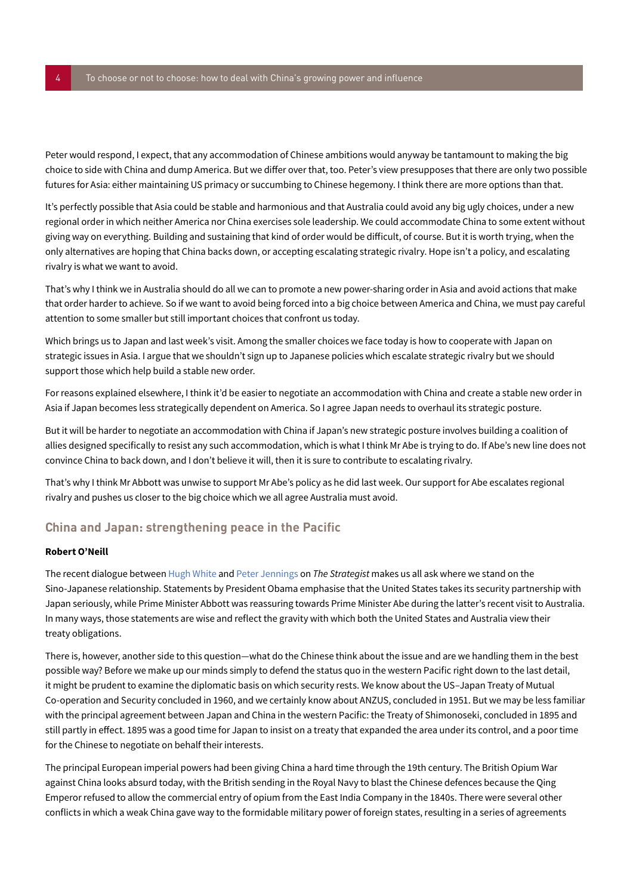Peter would respond, I expect, that any accommodation of Chinese ambitions would anyway be tantamount to making the big choice to side with China and dump America. But we differ over that, too. Peter's view presupposes that there are only two possible futures for Asia: either maintaining US primacy or succumbing to Chinese hegemony. I think there are more options than that.

It's perfectly possible that Asia could be stable and harmonious and that Australia could avoid any big ugly choices, under a new regional order in which neither America nor China exercises sole leadership. We could accommodate China to some extent without giving way on everything. Building and sustaining that kind of order would be difficult, of course. But it is worth trying, when the only alternatives are hoping that China backs down, or accepting escalating strategic rivalry. Hope isn't a policy, and escalating rivalry is what we want to avoid.

That's why I think we in Australia should do all we can to promote a new power-sharing order in Asia and avoid actions that make that order harder to achieve. So if we want to avoid being forced into a big choice between America and China, we must pay careful attention to some smaller but still important choices that confront us today.

Which brings us to Japan and last week's visit. Among the smaller choices we face today is how to cooperate with Japan on strategic issues in Asia. I argue that we shouldn't sign up to Japanese policies which escalate strategic rivalry but we should support those which help build a stable new order.

For reasons explained elsewhere, I think it'd be easier to negotiate an accommodation with China and create a stable new order in Asia if Japan becomes less strategically dependent on America. So I agree Japan needs to overhaul its strategic posture.

But it will be harder to negotiate an accommodation with China if Japan's new strategic posture involves building a coalition of allies designed specifically to resist any such accommodation, which is what I think Mr Abe is trying to do. If Abe's new line does not convince China to back down, and I don't believe it will, then it is sure to contribute to escalating rivalry.

That's why I think Mr Abbott was unwise to support Mr Abe's policy as he did last week. Our support for Abe escalates regional rivalry and pushes us closer to the big choice which we all agree Australia must avoid.

## China and Japan: strengthening peace in the Pacific

**Robert O'Neill**

The recent dialogue between Hugh White and Peter Jennings on *The Strategist* makes us all ask where we stand on the Sino-Japanese relationship. Statements by President Obama emphasise that the United States takes its security partnership with Japan seriously, while Prime Minister Abbott was reassuring towards Prime Minister Abe during the latter's recent visit to Australia. In many ways, those statements are wise and reflect the gravity with which both the United States and Australia view their treaty obligations.

There is, however, another side to this question—what do the Chinese think about the issue and are we handling them in the best possible way? Before we make up our minds simply to defend the status quo in the western Pacific right down to the last detail, it might be prudent to examine the diplomatic basis on which security rests. We know about the US–Japan Treaty of Mutual Co-operation and Security concluded in 1960, and we certainly know about ANZUS, concluded in 1951. But we may be less familiar with the principal agreement between Japan and China in the western Pacific: the Treaty of Shimonoseki, concluded in 1895 and still partly in effect. 1895 was a good time for Japan to insist on a treaty that expanded the area under its control, and a poor time for the Chinese to negotiate on behalf their interests.

The principal European imperial powers had been giving China a hard time through the 19th century. The British Opium War against China looks absurd today, with the British sending in the Royal Navy to blast the Chinese defences because the Qing Emperor refused to allow the commercial entry of opium from the East India Company in the 1840s. There were several other conflicts in which a weak China gave way to the formidable military power of foreign states, resulting in a series of agreements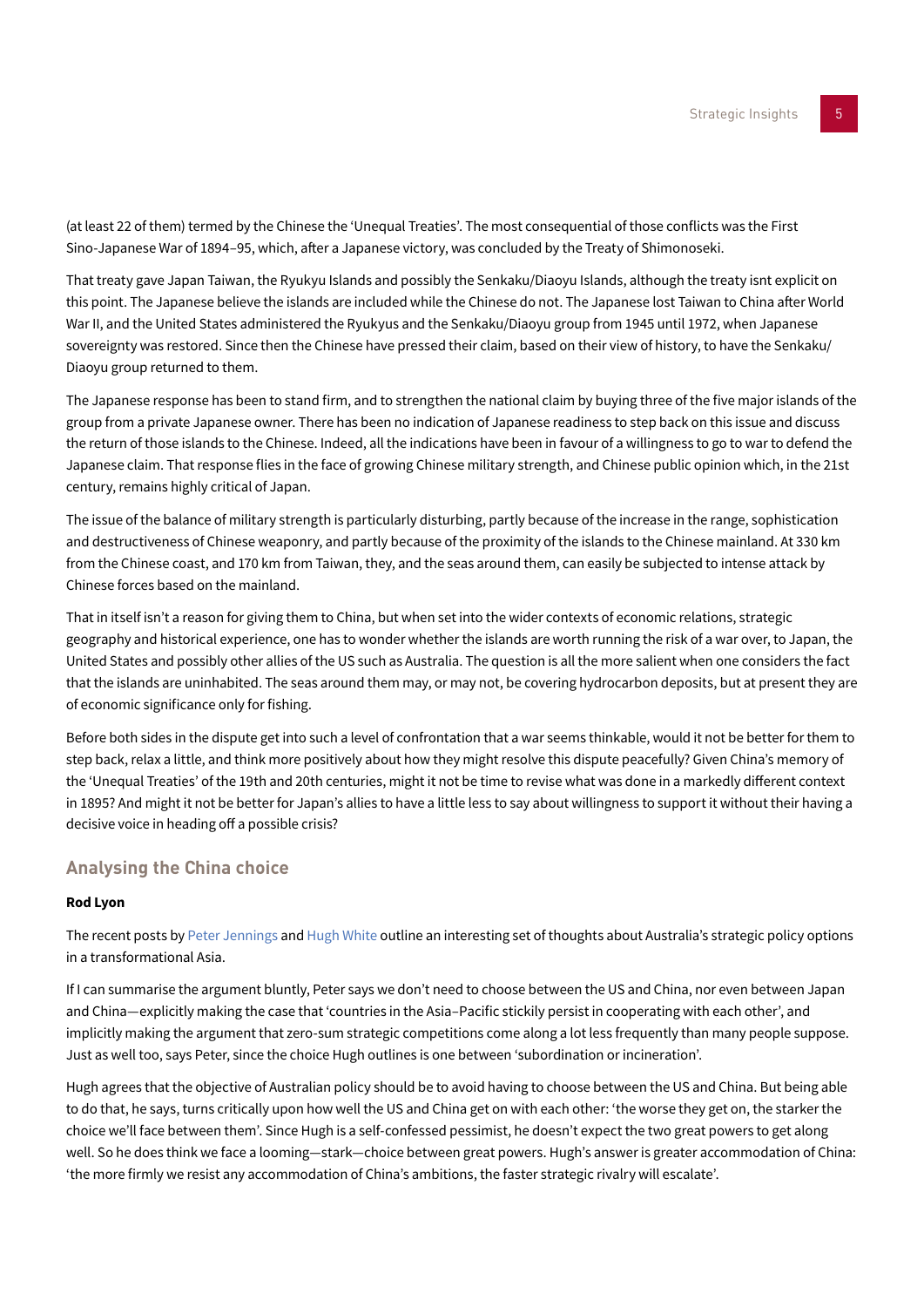(at least 22 of them) termed by the Chinese the 'Unequal Treaties'. The most consequential of those conflicts was the First Sino-Japanese War of 1894–95, which, after a Japanese victory, was concluded by the Treaty of Shimonoseki.

That treaty gave Japan Taiwan, the Ryukyu Islands and possibly the Senkaku/Diaoyu Islands, although the treaty isnt explicit on this point. The Japanese believe the islands are included while the Chinese do not. The Japanese lost Taiwan to China after World War II, and the United States administered the Ryukyus and the Senkaku/Diaoyu group from 1945 until 1972, when Japanese sovereignty was restored. Since then the Chinese have pressed their claim, based on their view of history, to have the Senkaku/Diaoyu group returned to them.

The Japanese response has been to stand firm, and to strengthen the national claim by buying three of the five major islands of the group from a private Japanese owner. There has been no indication of Japanese readiness to step back on this issue and discuss the return of those islands to the Chinese. Indeed, all the indications have been in favour of a willingness to go to war to defend the Japanese claim. That response flies in the face of growing Chinese military strength, and Chinese public opinion which, in the 21st century, remains highly critical of Japan.

The issue of the balance of military strength is particularly disturbing, partly because of the increase in the range, sophistication and destructiveness of Chinese weaponry, and partly because of the proximity of the islands to the Chinese mainland. At 330 km from the Chinese coast, and 170 km from Taiwan, they, and the seas around them, can easily be subjected to intense attack by Chinese forces based on the mainland.

That in itself isn't a reason for giving them to China, but when set into the wider contexts of economic relations, strategic geography and historical experience, one has to wonder whether the islands are worth running the risk of a war over, to Japan, the United States and possibly other allies of the US such as Australia. The question is all the more salient when one considers the fact that the islands are uninhabited. The seas around them may, or may not, be covering hydrocarbon deposits, but at present they are of economic significance only for fishing.

Before both sides in the dispute get into such a level of confrontation that a war seems thinkable, would it not be better for them to step back, relax a little, and think more positively about how they might resolve this dispute peacefully? Given China's memory of the 'Unequal Treaties' of the 19th and 20th centuries, might it not be time to revise what was done in a markedly different context in 1895? And might it not be better for Japan's allies to have a little less to say about willingness to support it without their having a decisive voice in heading off a possible crisis?

## Analysing the China choice

**Rod Lyon**

The recent posts by Peter Jennings and Hugh White outline an interesting set of thoughts about Australia's strategic policy options in a transformational Asia.

If I can summarise the argument bluntly, Peter says we don't need to choose between the US and China, nor even between Japan and China—explicitly making the case that 'countries in the Asia–Pacific stickily persist in cooperating with each other', and implicitly making the argument that zero-sum strategic competitions come along a lot less frequently than many people suppose. Just as well too, says Peter, since the choice Hugh outlines is one between 'subordination or incineration'.

Hugh agrees that the objective of Australian policy should be to avoid having to choose between the US and China. But being able to do that, he says, turns critically upon how well the US and China get on with each other: 'the worse they get on, the starker the choice we'll face between them'. Since Hugh is a self-confessed pessimist, he doesn't expect the two great powers to get along well. So he does think we face a looming—stark—choice between great powers. Hugh's answer is greater accommodation of China: 'the more firmly we resist any accommodation of China's ambitions, the faster strategic rivalry will escalate'.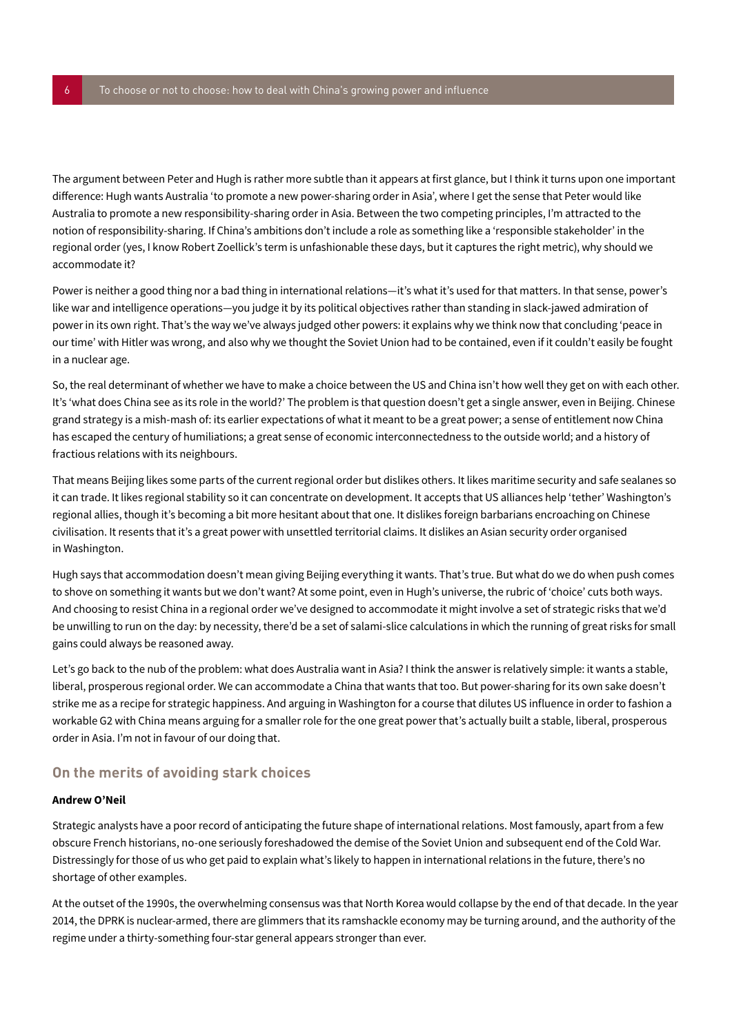The argument between Peter and Hugh is rather more subtle than it appears at first glance, but I think it turns upon one important difference: Hugh wants Australia 'to promote a new power-sharing order in Asia', where I get the sense that Peter would like Australia to promote a new responsibility-sharing order in Asia. Between the two competing principles, I'm attracted to the notion of responsibility-sharing. If China's ambitions don't include a role as something like a 'responsible stakeholder' in the regional order (yes, I know Robert Zoellick's term is unfashionable these days, but it captures the right metric), why should we accommodate it?

Power is neither a good thing nor a bad thing in international relations—it's what it's used for that matters. In that sense, power's like war and intelligence operations—you judge it by its political objectives rather than standing in slack-jawed admiration of power in its own right. That's the way we've always judged other powers: it explains why we think now that concluding 'peace in our time' with Hitler was wrong, and also why we thought the Soviet Union had to be contained, even if it couldn't easily be fought in a nuclear age.

So, the real determinant of whether we have to make a choice between the US and China isn't how well they get on with each other. It's 'what does China see as its role in the world?' The problem is that question doesn't get a single answer, even in Beijing. Chinese grand strategy is a mish-mash of: its earlier expectations of what it meant to be a great power; a sense of entitlement now China has escaped the century of humiliations; a great sense of economic interconnectedness to the outside world; and a history of fractious relations with its neighbours.

That means Beijing likes some parts of the current regional order but dislikes others. It likes maritime security and safe sealanes so it can trade. It likes regional stability so it can concentrate on development. It accepts that US alliances help 'tether' Washington's regional allies, though it's becoming a bit more hesitant about that one. It dislikes foreign barbarians encroaching on Chinese civilisation. It resents that it's a great power with unsettled territorial claims. It dislikes an Asian security order organised in Washington.

Hugh says that accommodation doesn't mean giving Beijing everything it wants. That's true. But what do we do when push comes to shove on something it wants but we don't want? At some point, even in Hugh's universe, the rubric of 'choice' cuts both ways. And choosing to resist China in a regional order we've designed to accommodate it might involve a set of strategic risks that we'd be unwilling to run on the day: by necessity, there'd be a set of salami-slice calculations in which the running of great risks for small gains could always be reasoned away.

Let's go back to the nub of the problem: what does Australia want in Asia? I think the answer is relatively simple: it wants a stable, liberal, prosperous regional order. We can accommodate a China that wants that too. But power-sharing for its own sake doesn't strike me as a recipe for strategic happiness. And arguing in Washington for a course that dilutes US influence in order to fashion a workable G2 with China means arguing for a smaller role for the one great power that's actually built a stable, liberal, prosperous order in Asia. I'm not in favour of our doing that.

## On the merits of avoiding stark choices

**Andrew O'Neil**

Strategic analysts have a poor record of anticipating the future shape of international relations. Most famously, apart from a few obscure French historians, no-one seriously foreshadowed the demise of the Soviet Union and subsequent end of the Cold War. Distressingly for those of us who get paid to explain what's likely to happen in international relations in the future, there's no shortage of other examples.

At the outset of the 1990s, the overwhelming consensus was that North Korea would collapse by the end of that decade. In the year 2014, the DPRK is nuclear-armed, there are glimmers that its ramshackle economy may be turning around, and the authority of the regime under a thirty-something four-star general appears stronger than ever.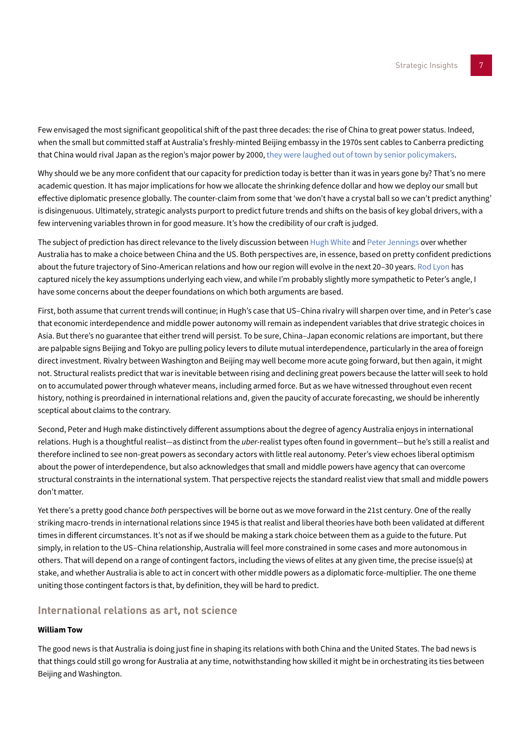Few envisaged the most significant geopolitical shift of the past three decades: the rise of China to great power status. Indeed, when the small but committed staff at Australia's freshly-minted Beijing embassy in the 1970s sent cables to Canberra predicting that China would rival Japan as the region's major power by 2000, they were laughed out of town by senior policymakers.

Why should we be any more confident that our capacity for prediction today is better than it was in years gone by? That's no mere academic question. It has major implications for how we allocate the shrinking defence dollar and how we deploy our small but effective diplomatic presence globally. The counter-claim from some that 'we don't have a crystal ball so we can't predict anything' is disingenuous. Ultimately, strategic analysts purport to predict future trends and shifts on the basis of key global drivers, with a few intervening variables thrown in for good measure. It's how the credibility of our craft is judged.

The subject of prediction has direct relevance to the lively discussion between Hugh White and Peter Jennings over whether Australia has to make a choice between China and the US. Both perspectives are, in essence, based on pretty confident predictions about the future trajectory of Sino-American relations and how our region will evolve in the next 20–30 years. Rod Lyon has captured nicely the key assumptions underlying each view, and while I'm probably slightly more sympathetic to Peter's angle, I have some concerns about the deeper foundations on which both arguments are based.

First, both assume that current trends will continue; in Hugh's case that US–China rivalry will sharpen over time, and in Peter's case that economic interdependence and middle power autonomy will remain as independent variables that drive strategic choices in Asia. But there's no guarantee that either trend will persist. To be sure, China–Japan economic relations are important, but there are palpable signs Beijing and Tokyo are pulling policy levers to dilute mutual interdependence, particularly in the area of foreign direct investment. Rivalry between Washington and Beijing may well become more acute going forward, but then again, it might not. Structural realists predict that war is inevitable between rising and declining great powers because the latter will seek to hold on to accumulated power through whatever means, including armed force. But as we have witnessed throughout even recent history, nothing is preordained in international relations and, given the paucity of accurate forecasting, we should be inherently sceptical about claims to the contrary.

Second, Peter and Hugh make distinctively different assumptions about the degree of agency Australia enjoys in international relations. Hugh is a thoughtful realist—as distinct from the *uber*-realist types often found in government—but he's still a realist and therefore inclined to see non-great powers as secondary actors with little real autonomy. Peter's view echoes liberal optimism about the power of interdependence, but also acknowledges that small and middle powers have agency that can overcome structural constraints in the international system. That perspective rejects the standard realist view that small and middle powers don't matter.

Yet there's a pretty good chance *both* perspectives will be borne out as we move forward in the 21st century. One of the really striking macro-trends in international relations since 1945 is that realist and liberal theories have both been validated at different times in different circumstances. It's not as if we should be making a stark choice between them as a guide to the future. Put simply, in relation to the US–China relationship, Australia will feel more constrained in some cases and more autonomous in others. That will depend on a range of contingent factors, including the views of elites at any given time, the precise issue(s) at stake, and whether Australia is able to act in concert with other middle powers as a diplomatic force-multiplier. The one theme uniting those contingent factors is that, by definition, they will be hard to predict.

## International relations as art, not science

**William Tow**

The good news is that Australia is doing just fine in shaping its relations with both China and the United States. The bad news is that things could still go wrong for Australia at any time, notwithstanding how skilled it might be in orchestrating its ties between Beijing and Washington.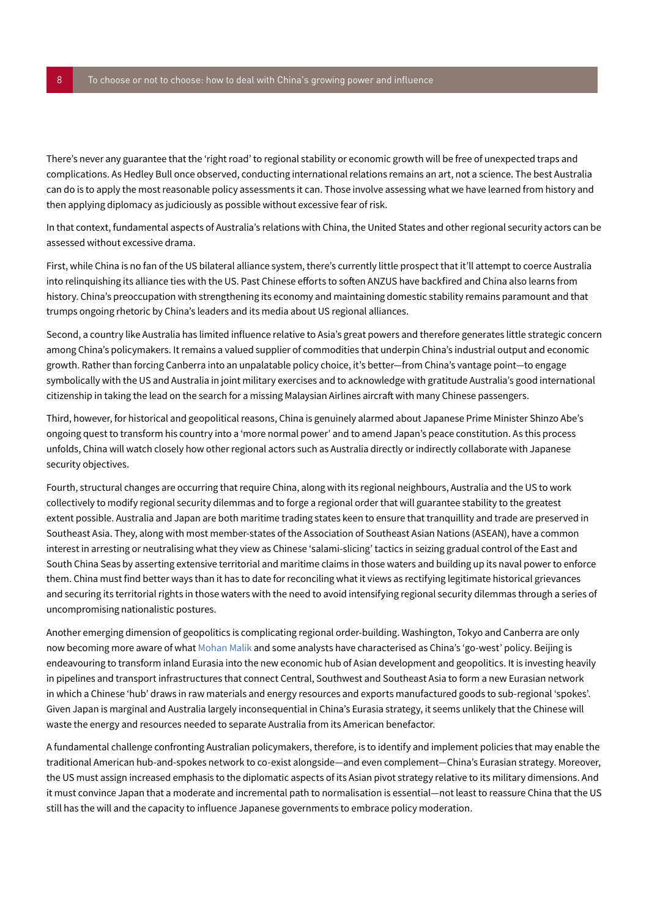There's never any guarantee that the 'right road' to regional stability or economic growth will be free of unexpected traps and complications. As Hedley Bull once observed, conducting international relations remains an art, not a science. The best Australia can do is to apply the most reasonable policy assessments it can. Those involve assessing what we have learned from history and then applying diplomacy as judiciously as possible without excessive fear of risk.

In that context, fundamental aspects of Australia's relations with China, the United States and other regional security actors can be assessed without excessive drama.

First, while China is no fan of the US bilateral alliance system, there's currently little prospect that it'll attempt to coerce Australia into relinquishing its alliance ties with the US. Past Chinese efforts to soften ANZUS have backfired and China also learns from history. China's preoccupation with strengthening its economy and maintaining domestic stability remains paramount and that trumps ongoing rhetoric by China's leaders and its media about US regional alliances.

Second, a country like Australia has limited influence relative to Asia's great powers and therefore generates little strategic concern among China's policymakers. It remains a valued supplier of commodities that underpin China's industrial output and economic growth. Rather than forcing Canberra into an unpalatable policy choice, it's better—from China's vantage point—to engage symbolically with the US and Australia in joint military exercises and to acknowledge with gratitude Australia's good international citizenship in taking the lead on the search for a missing Malaysian Airlines aircraft with many Chinese passengers.

Third, however, for historical and geopolitical reasons, China is genuinely alarmed about Japanese Prime Minister Shinzo Abe's ongoing quest to transform his country into a 'more normal power' and to amend Japan's peace constitution. As this process unfolds, China will watch closely how other regional actors such as Australia directly or indirectly collaborate with Japanese security objectives.

Fourth, structural changes are occurring that require China, along with its regional neighbours, Australia and the US to work collectively to modify regional security dilemmas and to forge a regional order that will guarantee stability to the greatest extent possible. Australia and Japan are both maritime trading states keen to ensure that tranquillity and trade are preserved in Southeast Asia. They, along with most member-states of the Association of Southeast Asian Nations (ASEAN), have a common interest in arresting or neutralising what they view as Chinese 'salami-slicing' tactics in seizing gradual control of the East and South China Seas by asserting extensive territorial and maritime claims in those waters and building up its naval power to enforce them. China must find better ways than it has to date for reconciling what it views as rectifying legitimate historical grievances and securing its territorial rights in those waters with the need to avoid intensifying regional security dilemmas through a series of uncompromising nationalistic postures.

Another emerging dimension of geopolitics is complicating regional order-building. Washington, Tokyo and Canberra are only now becoming more aware of what Mohan Malik and some analysts have characterised as China's 'go-west' policy. Beijing is endeavouring to transform inland Eurasia into the new economic hub of Asian development and geopolitics. It is investing heavily in pipelines and transport infrastructures that connect Central, Southwest and Southeast Asia to form a new Eurasian network in which a Chinese 'hub' draws in raw materials and energy resources and exports manufactured goods to sub-regional 'spokes'. Given Japan is marginal and Australia largely inconsequential in China's Eurasia strategy, it seems unlikely that the Chinese will waste the energy and resources needed to separate Australia from its American benefactor.

A fundamental challenge confronting Australian policymakers, therefore, is to identify and implement policies that may enable the traditional American hub-and-spokes network to co-exist alongside—and even complement—China's Eurasian strategy. Moreover, the US must assign increased emphasis to the diplomatic aspects of its Asian pivot strategy relative to its military dimensions. And it must convince Japan that a moderate and incremental path to normalisation is essential—not least to reassure China that the US still has the will and the capacity to influence Japanese governments to embrace policy moderation.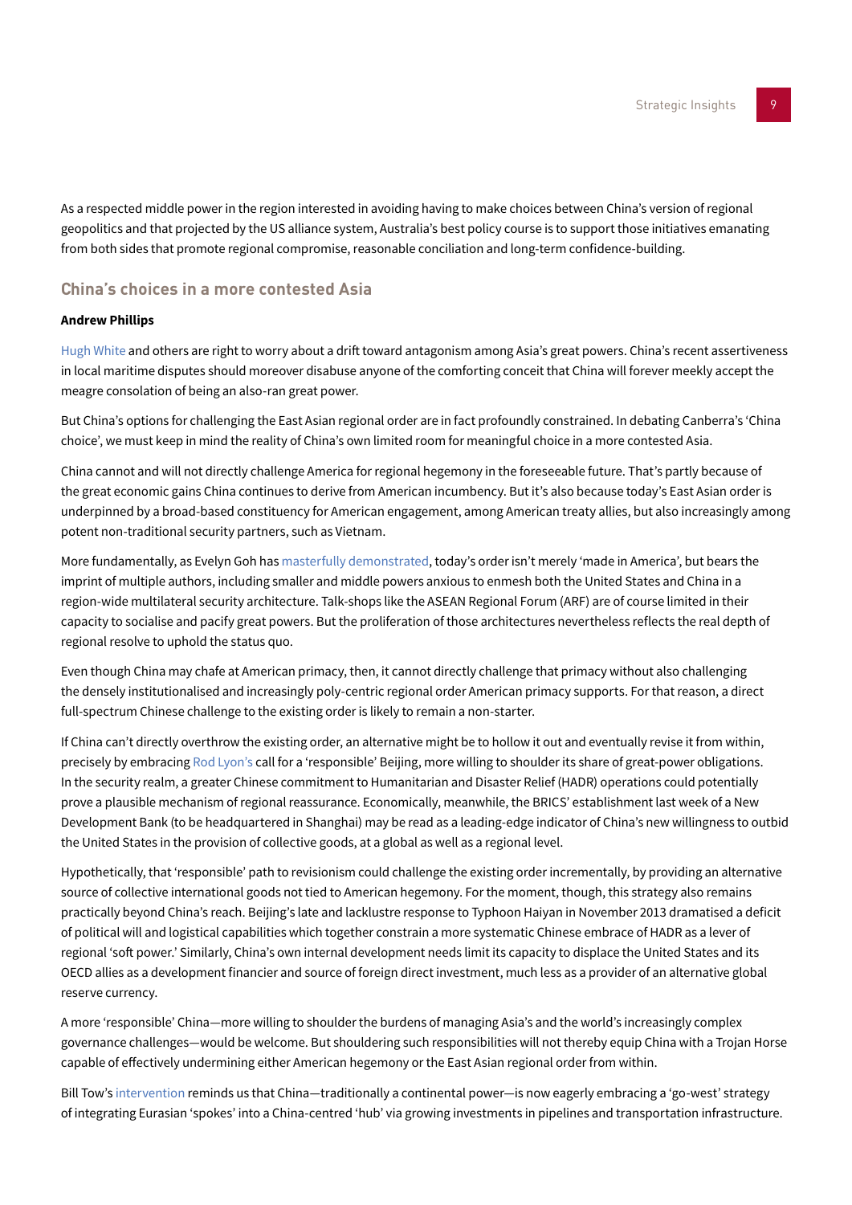As a respected middle power in the region interested in avoiding having to make choices between China's version of regional geopolitics and that projected by the US alliance system, Australia's best policy course is to support those initiatives emanating from both sides that promote regional compromise, reasonable conciliation and long-term confidence-building.

## China's choices in a more contested Asia

**Andrew Phillips**

Hugh White and others are right to worry about a drift toward antagonism among Asia's great powers. China's recent assertiveness in local maritime disputes should moreover disabuse anyone of the comforting conceit that China will forever meekly accept the meagre consolation of being an also-ran great power.

But China's options for challenging the East Asian regional order are in fact profoundly constrained. In debating Canberra's 'China choice', we must keep in mind the reality of China's own limited room for meaningful choice in a more contested Asia.

China cannot and will not directly challenge America for regional hegemony in the foreseeable future. That's partly because of the great economic gains China continues to derive from American incumbency. But it's also because today's East Asian order is underpinned by a broad-based constituency for American engagement, among American treaty allies, but also increasingly among potent non-traditional security partners, such as Vietnam.

More fundamentally, as Evelyn Goh has masterfully demonstrated, today's order isn't merely 'made in America', but bears the imprint of multiple authors, including smaller and middle powers anxious to enmesh both the United States and China in a region-wide multilateral security architecture. Talk-shops like the ASEAN Regional Forum (ARF) are of course limited in their capacity to socialise and pacify great powers. But the proliferation of those architectures nevertheless reflects the real depth of regional resolve to uphold the status quo.

Even though China may chafe at American primacy, then, it cannot directly challenge that primacy without also challenging the densely institutionalised and increasingly poly-centric regional order American primacy supports. For that reason, a direct full-spectrum Chinese challenge to the existing order is likely to remain a non-starter.

If China can't directly overthrow the existing order, an alternative might be to hollow it out and eventually revise it from within, precisely by embracing Rod Lyon's call for a 'responsible' Beijing, more willing to shoulder its share of great-power obligations. In the security realm, a greater Chinese commitment to Humanitarian and Disaster Relief (HADR) operations could potentially prove a plausible mechanism of regional reassurance. Economically, meanwhile, the BRICS' establishment last week of a New Development Bank (to be headquartered in Shanghai) may be read as a leading-edge indicator of China's new willingness to outbid the United States in the provision of collective goods, at a global as well as a regional level.

Hypothetically, that 'responsible' path to revisionism could challenge the existing order incrementally, by providing an alternative source of collective international goods not tied to American hegemony. For the moment, though, this strategy also remains practically beyond China's reach. Beijing's late and lacklustre response to Typhoon Haiyan in November 2013 dramatised a deficit of political will and logistical capabilities which together constrain a more systematic Chinese embrace of HADR as a lever of regional 'soft power.' Similarly, China's own internal development needs limit its capacity to displace the United States and its OECD allies as a development financier and source of foreign direct investment, much less as a provider of an alternative global reserve currency.

A more 'responsible' China—more willing to shoulder the burdens of managing Asia's and the world's increasingly complex governance challenges—would be welcome. But shouldering such responsibilities will not thereby equip China with a Trojan Horse capable of effectively undermining either American hegemony or the East Asian regional order from within.

Bill Tow's intervention reminds us that China—traditionally a continental power—is now eagerly embracing a 'go-west' strategy of integrating Eurasian 'spokes' into a China-centred 'hub' via growing investments in pipelines and transportation infrastructure.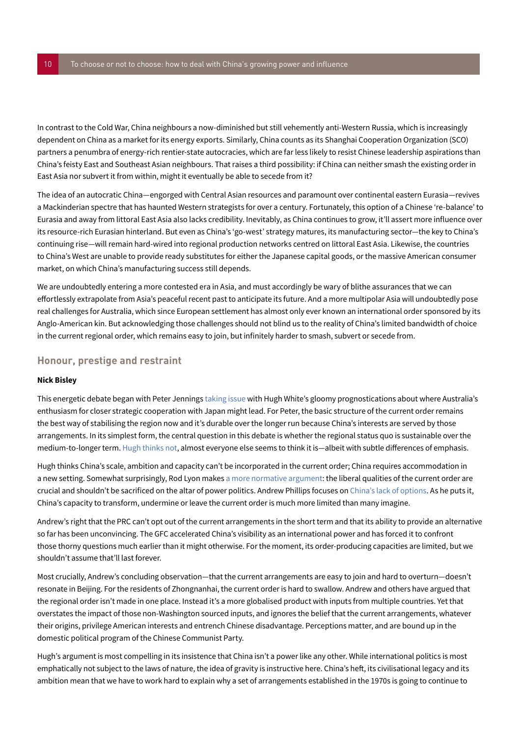In contrast to the Cold War, China neighbours a now-diminished but still vehemently anti-Western Russia, which is increasingly dependent on China as a market for its energy exports. Similarly, China counts as its Shanghai Cooperation Organization (SCO) partners a penumbra of energy-rich rentier-state autocracies, which are far less likely to resist Chinese leadership aspirations than China's feisty East and Southeast Asian neighbours. That raises a third possibility: if China can neither smash the existing order in East Asia nor subvert it from within, might it eventually be able to secede from it?

The idea of an autocratic China—engorged with Central Asian resources and paramount over continental eastern Eurasia—revives a Mackinderian spectre that has haunted Western strategists for over a century. Fortunately, this option of a Chinese 're-balance' to Eurasia and away from littoral East Asia also lacks credibility. Inevitably, as China continues to grow, it'll assert more influence over its resource-rich Eurasian hinterland. But even as China's 'go-west' strategy matures, its manufacturing sector—the key to China's continuing rise—will remain hard-wired into regional production networks centred on littoral East Asia. Likewise, the countries to China's West are unable to provide ready substitutes for either the Japanese capital goods, or the massive American consumer market, on which China's manufacturing success still depends.

We are undoubtedly entering a more contested era in Asia, and must accordingly be wary of blithe assurances that we can effortlessly extrapolate from Asia's peaceful recent past to anticipate its future. And a more multipolar Asia will undoubtedly pose real challenges for Australia, which since European settlement has almost only ever known an international order sponsored by its Anglo-American kin. But acknowledging those challenges should not blind us to the reality of China's limited bandwidth of choice in the current regional order, which remains easy to join, but infinitely harder to smash, subvert or secede from.

## Honour, prestige and restraint

**Nick Bisley**

This energetic debate began with Peter Jennings taking issue with Hugh White's gloomy prognostications about where Australia's enthusiasm for closer strategic cooperation with Japan might lead. For Peter, the basic structure of the current order remains the best way of stabilising the region now and it's durable over the longer run because China's interests are served by those arrangements. In its simplest form, the central question in this debate is whether the regional status quo is sustainable over the medium-to-longer term. Hugh thinks not, almost everyone else seems to think it is—albeit with subtle differences of emphasis.

Hugh thinks China's scale, ambition and capacity can't be incorporated in the current order; China requires accommodation in a new setting. Somewhat surprisingly, Rod Lyon makes a more normative argument: the liberal qualities of the current order are crucial and shouldn't be sacrificed on the altar of power politics. Andrew Phillips focuses on China's lack of options. As he puts it, China's capacity to transform, undermine or leave the current order is much more limited than many imagine.

Andrew's right that the PRC can't opt out of the current arrangements in the short term and that its ability to provide an alternative so far has been unconvincing. The GFC accelerated China's visibility as an international power and has forced it to confront those thorny questions much earlier than it might otherwise. For the moment, its order-producing capacities are limited, but we shouldn't assume that'll last forever.

Most crucially, Andrew's concluding observation—that the current arrangements are easy to join and hard to overturn—doesn't resonate in Beijing. For the residents of Zhongnanhai, the current order is hard to swallow. Andrew and others have argued that the regional order isn't made in one place. Instead it's a more globalised product with inputs from multiple countries. Yet that overstates the impact of those non-Washington sourced inputs, and ignores the belief that the current arrangements, whatever their origins, privilege American interests and entrench Chinese disadvantage. Perceptions matter, and are bound up in the domestic political program of the Chinese Communist Party.

Hugh's argument is most compelling in its insistence that China isn't a power like any other. While international politics is most emphatically not subject to the laws of nature, the idea of gravity is instructive here. China's heft, its civilisational legacy and its ambition mean that we have to work hard to explain why a set of arrangements established in the 1970s is going to continue to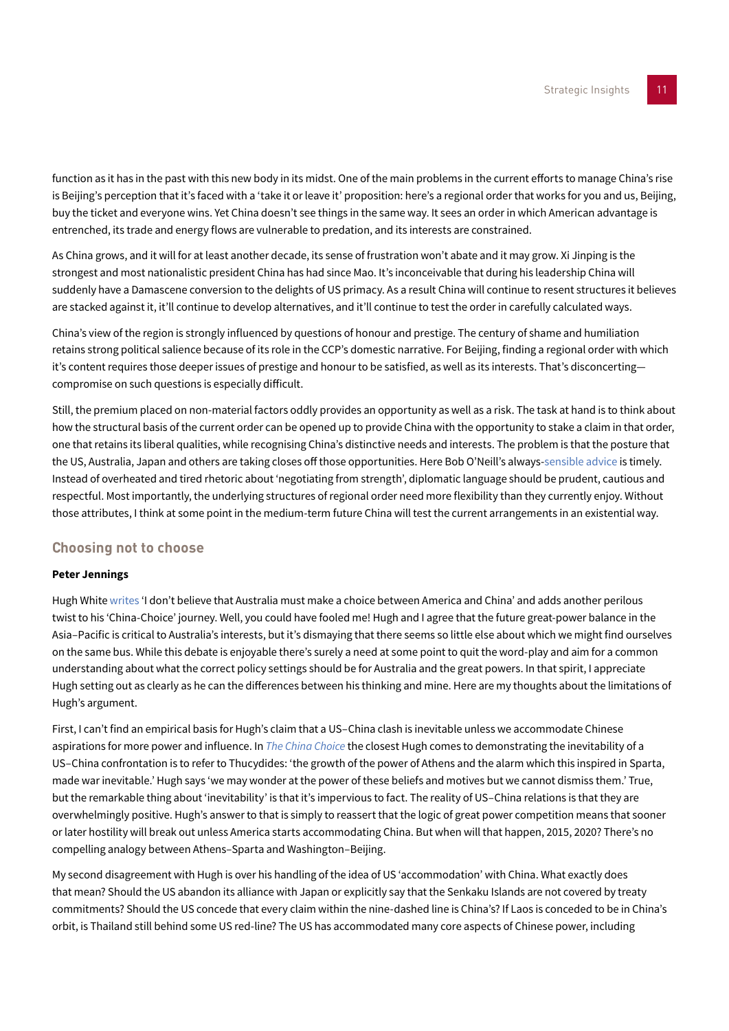function as it has in the past with this new body in its midst. One of the main problems in the current efforts to manage China's rise is Beijing's perception that it's faced with a 'take it or leave it' proposition: here's a regional order that works for you and us, Beijing, buy the ticket and everyone wins. Yet China doesn't see things in the same way. It sees an order in which American advantage is entrenched, its trade and energy flows are vulnerable to predation, and its interests are constrained.

As China grows, and it will for at least another decade, its sense of frustration won't abate and it may grow. Xi Jinping is the strongest and most nationalistic president China has had since Mao. It's inconceivable that during his leadership China will suddenly have a Damascene conversion to the delights of US primacy. As a result China will continue to resent structures it believes are stacked against it, it'll continue to develop alternatives, and it'll continue to test the order in carefully calculated ways.

China's view of the region is strongly influenced by questions of honour and prestige. The century of shame and humiliation retains strong political salience because of its role in the CCP's domestic narrative. For Beijing, finding a regional order with which it's content requires those deeper issues of prestige and honour to be satisfied, as well as its interests. That's disconcerting—compromise on such questions is especially difficult.

Still, the premium placed on non-material factors oddly provides an opportunity as well as a risk. The task at hand is to think about how the structural basis of the current order can be opened up to provide China with the opportunity to stake a claim in that order, one that retains its liberal qualities, while recognising China's distinctive needs and interests. The problem is that the posture that the US, Australia, Japan and others are taking closes off those opportunities. Here Bob O'Neill's always-sensible advice is timely. Instead of overheated and tired rhetoric about 'negotiating from strength', diplomatic language should be prudent, cautious and respectful. Most importantly, the underlying structures of regional order need more flexibility than they currently enjoy. Without those attributes, I think at some point in the medium-term future China will test the current arrangements in an existential way.

## Choosing not to choose

**Peter Jennings**

Hugh White writes 'I don't believe that Australia must make a choice between America and China' and adds another perilous twist to his 'China-Choice' journey. Well, you could have fooled me! Hugh and I agree that the future great-power balance in the Asia–Pacific is critical to Australia's interests, but it's dismaying that there seems so little else about which we might find ourselves on the same bus. While this debate is enjoyable there's surely a need at some point to quit the word-play and aim for a common understanding about what the correct policy settings should be for Australia and the great powers. In that spirit, I appreciate Hugh setting out as clearly as he can the differences between his thinking and mine. Here are my thoughts about the limitations of Hugh's argument.

First, I can't find an empirical basis for Hugh's claim that a US–China clash is inevitable unless we accommodate Chinese aspirations for more power and influence. In *The China Choice* the closest Hugh comes to demonstrating the inevitability of a US–China confrontation is to refer to Thucydides: 'the growth of the power of Athens and the alarm which this inspired in Sparta, made war inevitable.' Hugh says 'we may wonder at the power of these beliefs and motives but we cannot dismiss them.' True, but the remarkable thing about 'inevitability' is that it's impervious to fact. The reality of US–China relations is that they are overwhelmingly positive. Hugh's answer to that is simply to reassert that the logic of great power competition means that sooner or later hostility will break out unless America starts accommodating China. But when will that happen, 2015, 2020? There's no compelling analogy between Athens–Sparta and Washington–Beijing.

My second disagreement with Hugh is over his handling of the idea of US 'accommodation' with China. What exactly does that mean? Should the US abandon its alliance with Japan or explicitly say that the Senkaku Islands are not covered by treaty commitments? Should the US concede that every claim within the nine-dashed line is China's? If Laos is conceded to be in China's orbit, is Thailand still behind some US red-line? The US has accommodated many core aspects of Chinese power, including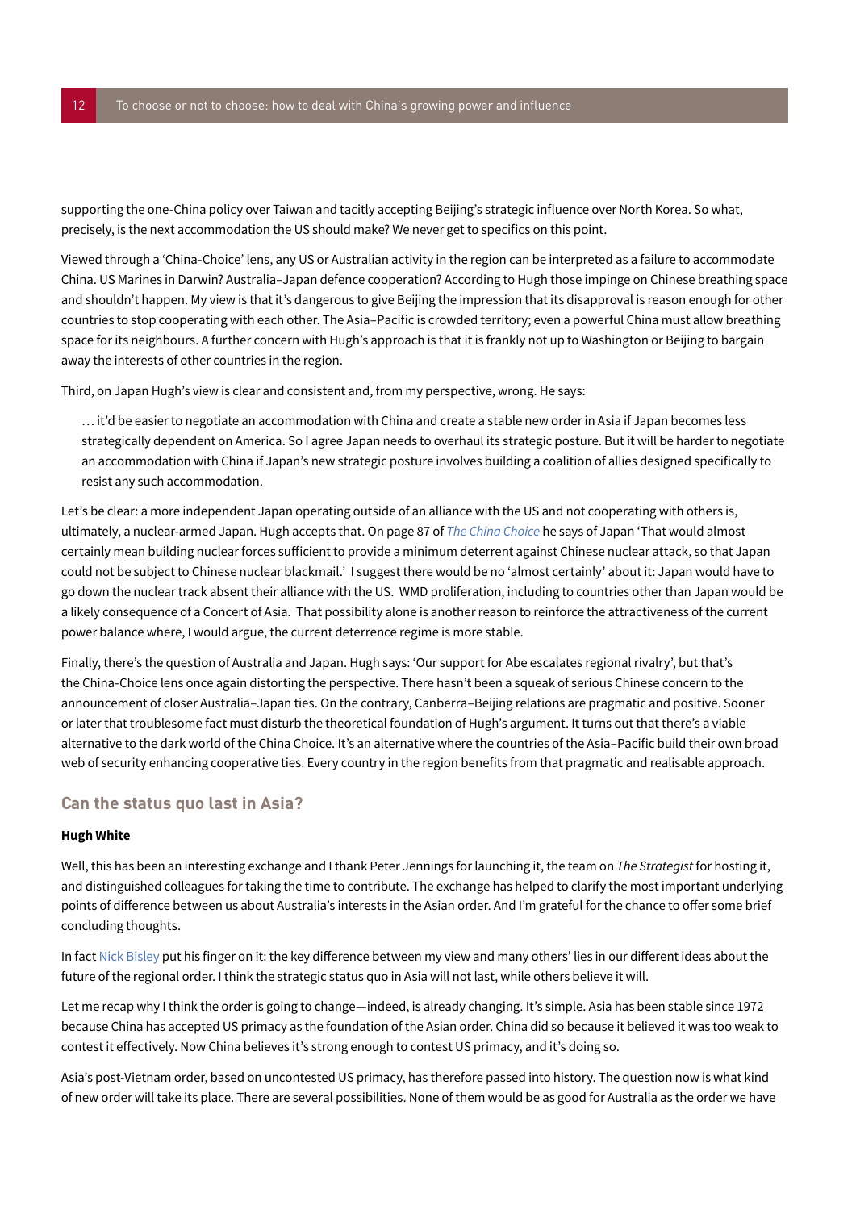supporting the one-China policy over Taiwan and tacitly accepting Beijing's strategic influence over North Korea. So what, precisely, is the next accommodation the US should make? We never get to specifics on this point.

Viewed through a 'China-Choice' lens, any US or Australian activity in the region can be interpreted as a failure to accommodate China. US Marines in Darwin? Australia–Japan defence cooperation? According to Hugh those impinge on Chinese breathing space and shouldn't happen. My view is that it's dangerous to give Beijing the impression that its disapproval is reason enough for other countries to stop cooperating with each other. The Asia–Pacific is crowded territory; even a powerful China must allow breathing space for its neighbours. A further concern with Hugh's approach is that it is frankly not up to Washington or Beijing to bargain away the interests of other countries in the region.

Third, on Japan Hugh's view is clear and consistent and, from my perspective, wrong. He says:

> … it'd be easier to negotiate an accommodation with China and create a stable new order in Asia if Japan becomes less strategically dependent on America. So I agree Japan needs to overhaul its strategic posture. But it will be harder to negotiate an accommodation with China if Japan's new strategic posture involves building a coalition of allies designed specifically to resist any such accommodation.

Let's be clear: a more independent Japan operating outside of an alliance with the US and not cooperating with others is, ultimately, a nuclear-armed Japan. Hugh accepts that. On page 87 of *The China Choice* he says of Japan 'That would almost certainly mean building nuclear forces sufficient to provide a minimum deterrent against Chinese nuclear attack, so that Japan could not be subject to Chinese nuclear blackmail.' I suggest there would be no 'almost certainly' about it: Japan would have to go down the nuclear track absent their alliance with the US. WMD proliferation, including to countries other than Japan would be a likely consequence of a Concert of Asia. That possibility alone is another reason to reinforce the attractiveness of the current power balance where, I would argue, the current deterrence regime is more stable.

Finally, there's the question of Australia and Japan. Hugh says: 'Our support for Abe escalates regional rivalry', but that's the China-Choice lens once again distorting the perspective. There hasn't been a squeak of serious Chinese concern to the announcement of closer Australia–Japan ties. On the contrary, Canberra–Beijing relations are pragmatic and positive. Sooner or later that troublesome fact must disturb the theoretical foundation of Hugh's argument. It turns out that there's a viable alternative to the dark world of the China Choice. It's an alternative where the countries of the Asia–Pacific build their own broad web of security enhancing cooperative ties. Every country in the region benefits from that pragmatic and realisable approach.

## Can the status quo last in Asia?

**Hugh White**

Well, this has been an interesting exchange and I thank Peter Jennings for launching it, the team on *The Strategist* for hosting it, and distinguished colleagues for taking the time to contribute. The exchange has helped to clarify the most important underlying points of difference between us about Australia's interests in the Asian order. And I'm grateful for the chance to offer some brief concluding thoughts.

In fact Nick Bisley put his finger on it: the key difference between my view and many others' lies in our different ideas about the future of the regional order. I think the strategic status quo in Asia will not last, while others believe it will.

Let me recap why I think the order is going to change—indeed, is already changing. It's simple. Asia has been stable since 1972 because China has accepted US primacy as the foundation of the Asian order. China did so because it believed it was too weak to contest it effectively. Now China believes it's strong enough to contest US primacy, and it's doing so.

Asia's post-Vietnam order, based on uncontested US primacy, has therefore passed into history. The question now is what kind of new order will take its place. There are several possibilities. None of them would be as good for Australia as the order we have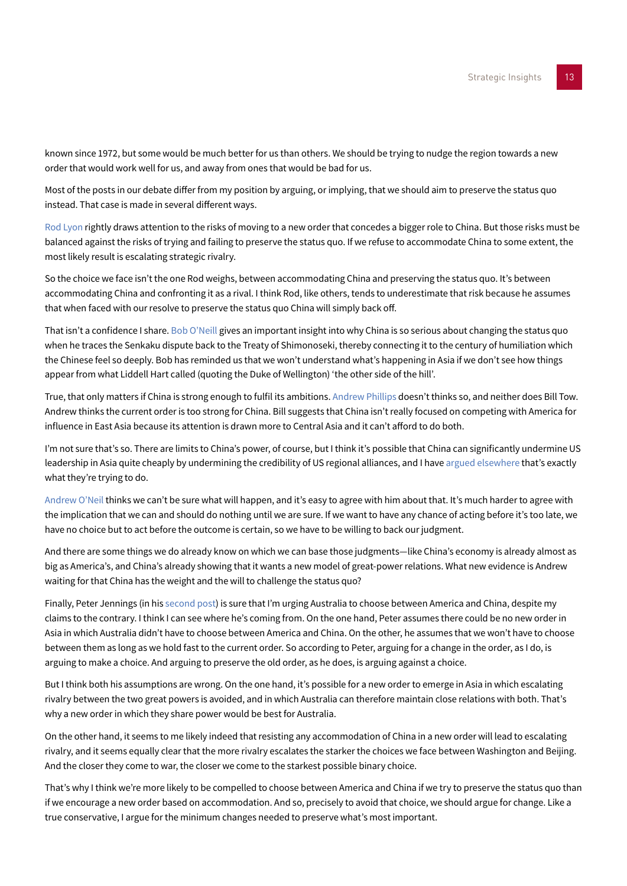known since 1972, but some would be much better for us than others. We should be trying to nudge the region towards a new order that would work well for us, and away from ones that would be bad for us.

Most of the posts in our debate differ from my position by arguing, or implying, that we should aim to preserve the status quo instead. That case is made in several different ways.

Rod Lyon rightly draws attention to the risks of moving to a new order that concedes a bigger role to China. But those risks must be balanced against the risks of trying and failing to preserve the status quo. If we refuse to accommodate China to some extent, the most likely result is escalating strategic rivalry.

So the choice we face isn't the one Rod weighs, between accommodating China and preserving the status quo. It's between accommodating China and confronting it as a rival. I think Rod, like others, tends to underestimate that risk because he assumes that when faced with our resolve to preserve the status quo China will simply back off.

That isn't a confidence I share. Bob O'Neill gives an important insight into why China is so serious about changing the status quo when he traces the Senkaku dispute back to the Treaty of Shimonoseki, thereby connecting it to the century of humiliation which the Chinese feel so deeply. Bob has reminded us that we won't understand what's happening in Asia if we don't see how things appear from what Liddell Hart called (quoting the Duke of Wellington) 'the other side of the hill'.

True, that only matters if China is strong enough to fulfil its ambitions. Andrew Phillips doesn't thinks so, and neither does Bill Tow. Andrew thinks the current order is too strong for China. Bill suggests that China isn't really focused on competing with America for influence in East Asia because its attention is drawn more to Central Asia and it can't afford to do both.

I'm not sure that's so. There are limits to China's power, of course, but I think it's possible that China can significantly undermine US leadership in Asia quite cheaply by undermining the credibility of US regional alliances, and I have argued elsewhere that's exactly what they're trying to do.

Andrew O'Neil thinks we can't be sure what will happen, and it's easy to agree with him about that. It's much harder to agree with the implication that we can and should do nothing until we are sure. If we want to have any chance of acting before it's too late, we have no choice but to act before the outcome is certain, so we have to be willing to back our judgment.

And there are some things we do already know on which we can base those judgments—like China's economy is already almost as big as America's, and China's already showing that it wants a new model of great-power relations. What new evidence is Andrew waiting for that China has the weight and the will to challenge the status quo?

Finally, Peter Jennings (in his second post) is sure that I'm urging Australia to choose between America and China, despite my claims to the contrary. I think I can see where he's coming from. On the one hand, Peter assumes there could be no new order in Asia in which Australia didn't have to choose between America and China. On the other, he assumes that we won't have to choose between them as long as we hold fast to the current order. So according to Peter, arguing for a change in the order, as I do, is arguing to make a choice. And arguing to preserve the old order, as he does, is arguing against a choice.

But I think both his assumptions are wrong. On the one hand, it's possible for a new order to emerge in Asia in which escalating rivalry between the two great powers is avoided, and in which Australia can therefore maintain close relations with both. That's why a new order in which they share power would be best for Australia.

On the other hand, it seems to me likely indeed that resisting any accommodation of China in a new order will lead to escalating rivalry, and it seems equally clear that the more rivalry escalates the starker the choices we face between Washington and Beijing. And the closer they come to war, the closer we come to the starkest possible binary choice.

That's why I think we're more likely to be compelled to choose between America and China if we try to preserve the status quo than if we encourage a new order based on accommodation. And so, precisely to avoid that choice, we should argue for change. Like a true conservative, I argue for the minimum changes needed to preserve what's most important.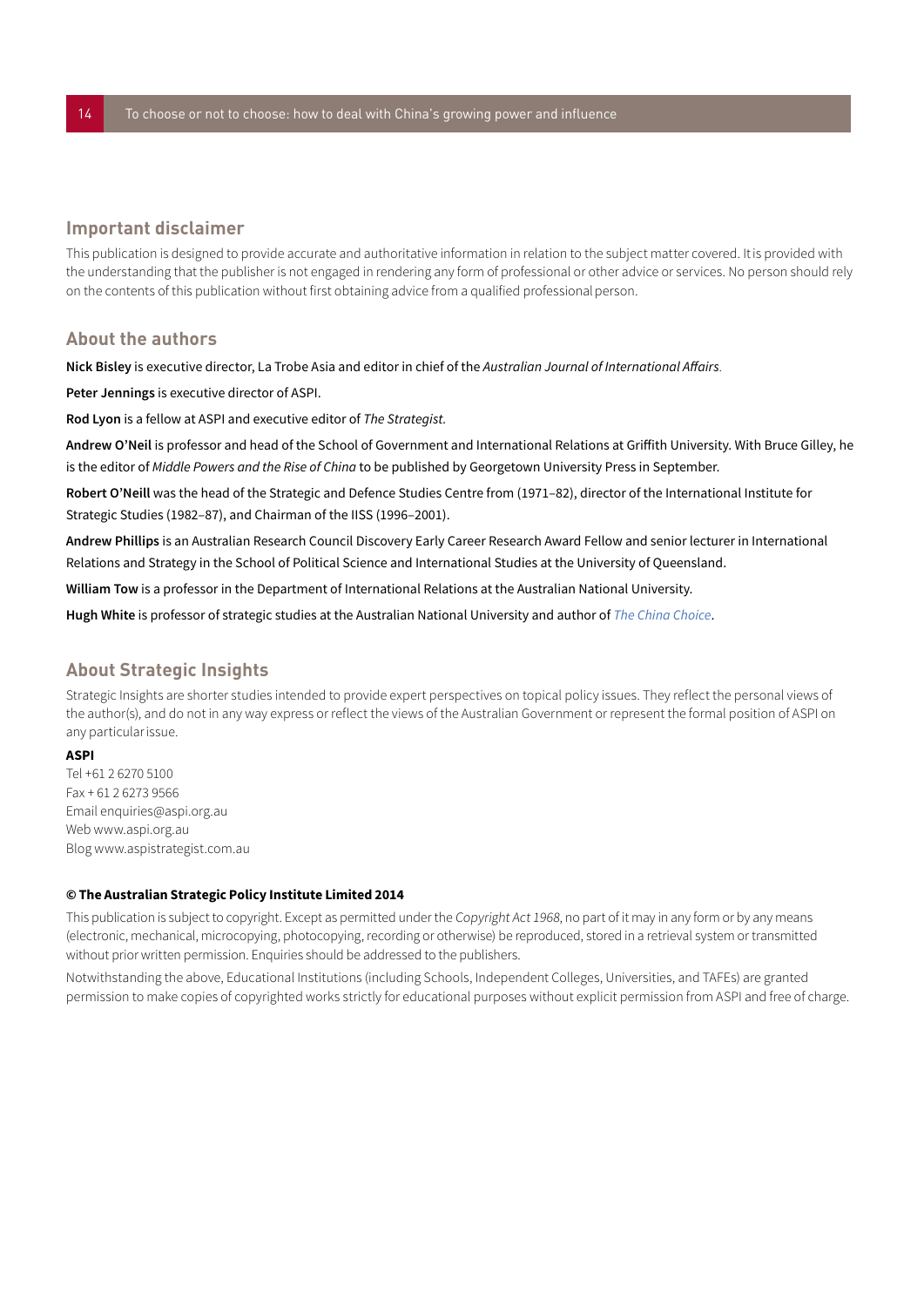## Important disclaimer

This publication is designed to provide accurate and authoritative information in relation to the subject matter covered. It is provided with the understanding that the publisher is not engaged in rendering any form of professional or other advice or services. No person should rely on the contents of this publication without first obtaining advice from a qualified professional person.

## About the authors

**Nick Bisley** is executive director, La Trobe Asia and editor in chief of the *Australian Journal of International Affairs*.

**Peter Jennings** is executive director of ASPI.

**Rod Lyon** is a fellow at ASPI and executive editor of *The Strategist.*

**Andrew O'Neil** is professor and head of the School of Government and International Relations at Griffith University. With Bruce Gilley, he is the editor of *Middle Powers and the Rise of China* to be published by Georgetown University Press in September.

**Robert O'Neill** was the head of the Strategic and Defence Studies Centre from (1971–82), director of the International Institute for Strategic Studies (1982–87), and Chairman of the IISS (1996–2001).

**Andrew Phillips** is an Australian Research Council Discovery Early Career Research Award Fellow and senior lecturer in International Relations and Strategy in the School of Political Science and International Studies at the University of Queensland.

**William Tow** is a professor in the Department of International Relations at the Australian National University.

**Hugh White** is professor of strategic studies at the Australian National University and author of *The China Choice*.

## About Strategic Insights

Strategic Insights are shorter studies intended to provide expert perspectives on topical policy issues. They reflect the personal views of the author(s), and do not in any way express or reflect the views of the Australian Government or represent the formal position of ASPI on any particular issue.

**ASPI**

Tel +61 2 6270 5100
Fax + 61 2 6273 9566
Email enquiries@aspi.org.au
Web www.aspi.org.au
Blog www.aspistrategist.com.au

**© The Australian Strategic Policy Institute Limited 2014**

This publication is subject to copyright. Except as permitted under the *Copyright Act 1968*, no part of it may in any form or by any means (electronic, mechanical, microcopying, photocopying, recording or otherwise) be reproduced, stored in a retrieval system or transmitted without prior written permission. Enquiries should be addressed to the publishers.

Notwithstanding the above, Educational Institutions (including Schools, Independent Colleges, Universities, and TAFEs) are granted permission to make copies of copyrighted works strictly for educational purposes without explicit permission from ASPI and free of charge.